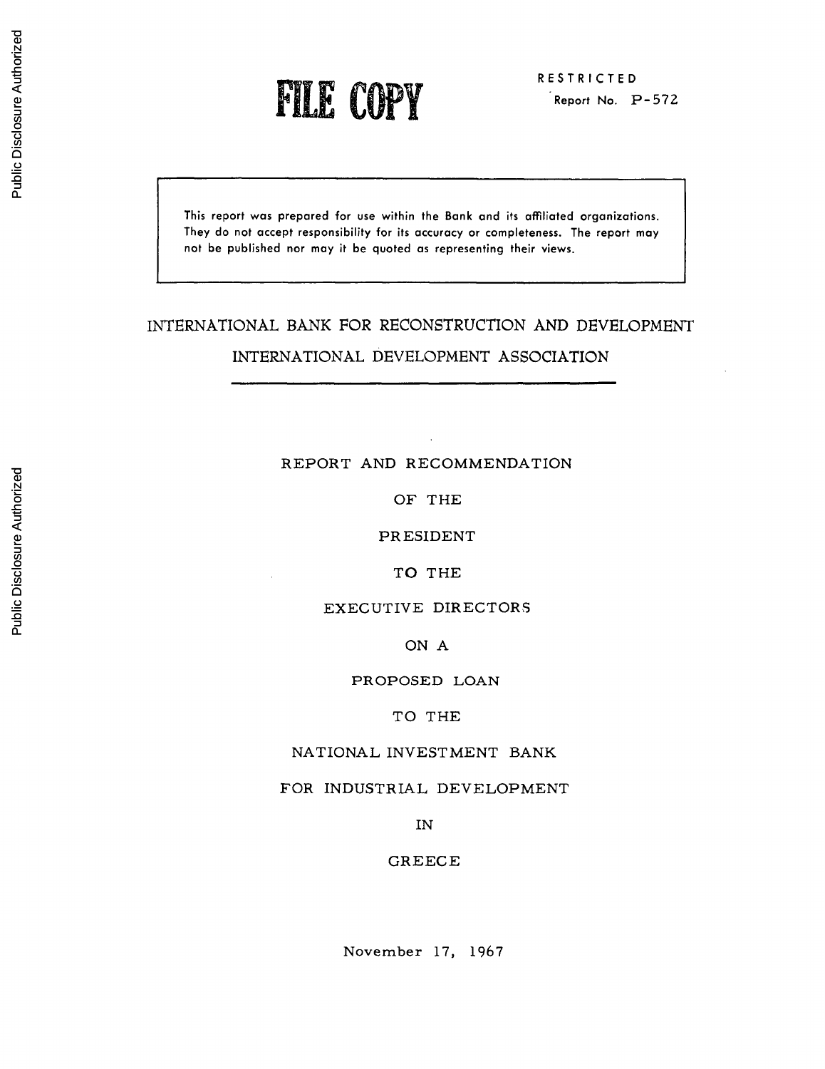FILE COPY

RESTRICTED
Report No. P-572

> This report was prepared for use within the Bank and its affiliated organizations. They do not accept responsibility for its accuracy or completeness. The report may not be published nor may it be quoted as representing their views.

# INTERNATIONAL BANK FOR RECONSTRUCTION AND DEVELOPMENT

# INTERNATIONAL DEVELOPMENT ASSOCIATION

REPORT AND RECOMMENDATION

OF THE

PRESIDENT

TO THE

EXECUTIVE DIRECTORS

ON A

PROPOSED LOAN

TO THE

NATIONAL INVESTMENT BANK

FOR INDUSTRIAL DEVELOPMENT

IN

GREECE

November 17, 1967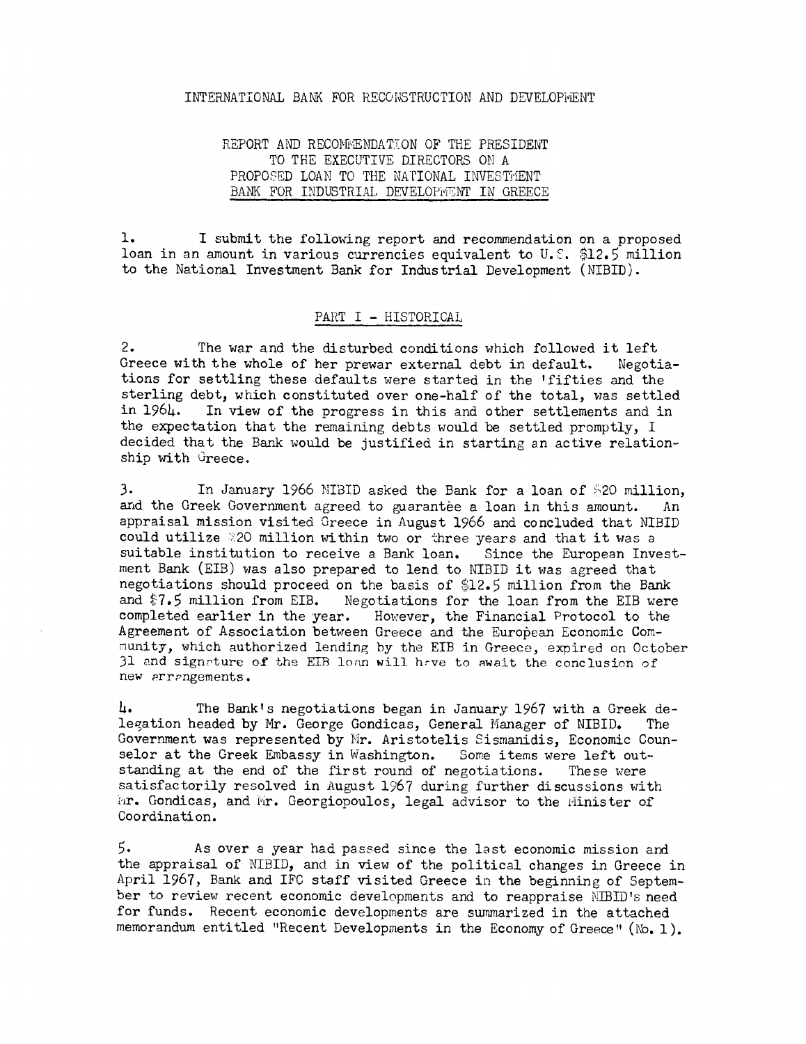INTERNATIONAL BANK FOR RECONSTRUCTION AND DEVELOPMENT

REPORT AND RECOMMENDATION OF THE PRESIDENT
TO THE EXECUTIVE DIRECTORS ON A
PROPOSED LOAN TO THE NATIONAL INVESTMENT
BANK FOR INDUSTRIAL DEVELOPMENT IN GREECE

1. I submit the following report and recommendation on a proposed loan in an amount in various currencies equivalent to U.S. $12.5 million to the National Investment Bank for Industrial Development (NIBID).

## PART I - HISTORICAL

2. The war and the disturbed conditions which followed it left Greece with the whole of her prewar external debt in default. Negotiations for settling these defaults were started in the 'fifties and the sterling debt, which constituted over one-half of the total, was settled in 1964. In view of the progress in this and other settlements and in the expectation that the remaining debts would be settled promptly, I decided that the Bank would be justified in starting an active relationship with Greece.

3. In January 1966 NIBID asked the Bank for a loan of $20 million, and the Greek Government agreed to guarantee a loan in this amount. An appraisal mission visited Greece in August 1966 and concluded that NIBID could utilize $20 million within two or three years and that it was a suitable institution to receive a Bank loan. Since the European Investment Bank (EIB) was also prepared to lend to NIBID it was agreed that negotiations should proceed on the basis of $12.5 million from the Bank and $7.5 million from EIB. Negotiations for the loan from the EIB were completed earlier in the year. However, the Financial Protocol to the Agreement of Association between Greece and the European Economic Community, which authorized lending by the EIB in Greece, expired on October 31 and signature of the EIB loan will have to await the conclusion of new arrangements.

4. The Bank's negotiations began in January 1967 with a Greek delegation headed by Mr. George Gondicas, General Manager of NIBID. The Government was represented by Mr. Aristotelis Sismanidis, Economic Counselor at the Greek Embassy in Washington. Some items were left outstanding at the end of the first round of negotiations. These were satisfactorily resolved in August 1967 during further discussions with Mr. Gondicas, and Mr. Georgiopoulos, legal advisor to the Minister of Coordination.

5. As over a year had passed since the last economic mission and the appraisal of NIBID, and in view of the political changes in Greece in April 1967, Bank and IFC staff visited Greece in the beginning of September to review recent economic developments and to reappraise NIBID's need for funds. Recent economic developments are summarized in the attached memorandum entitled "Recent Developments in the Economy of Greece" (No. 1).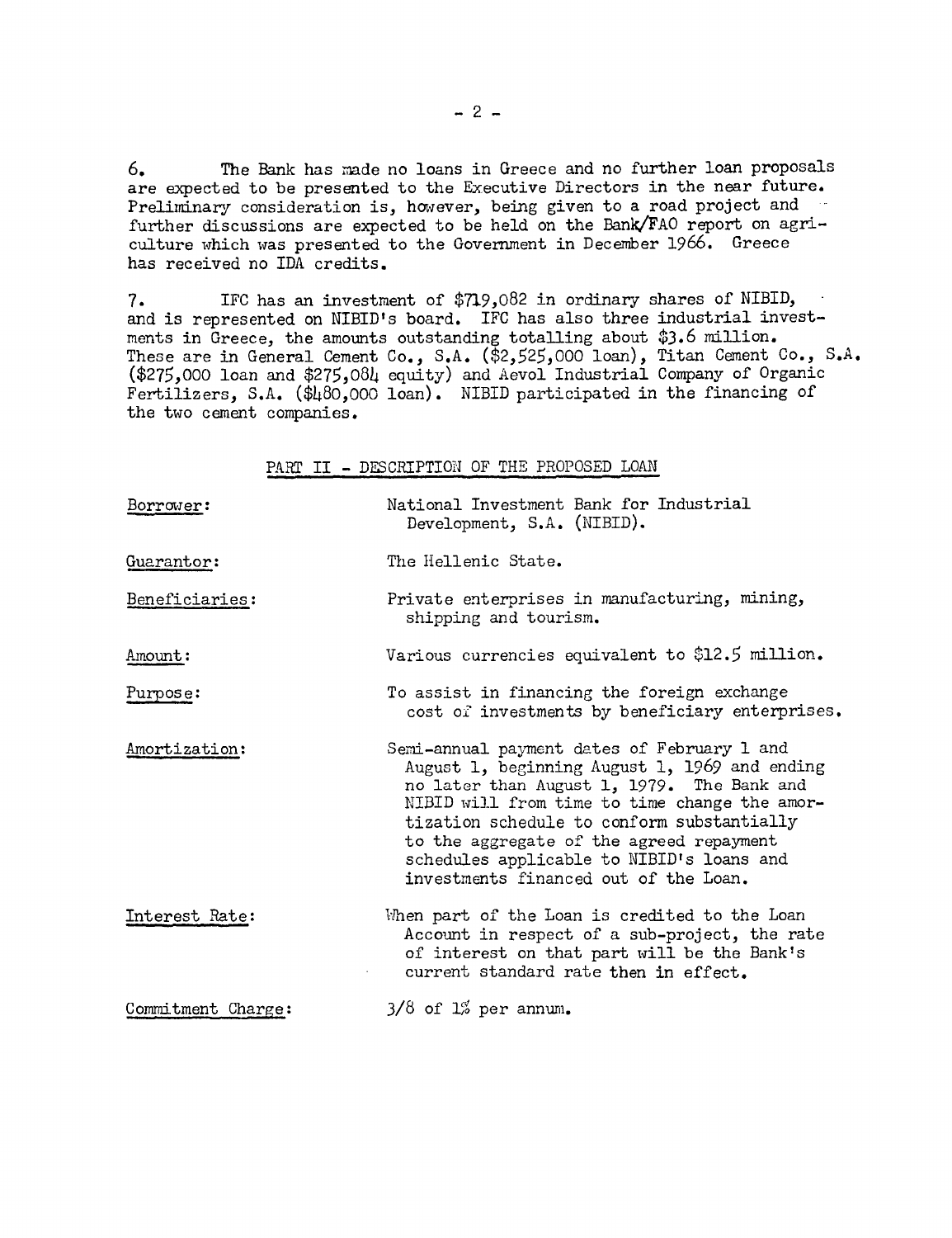6. The Bank has made no loans in Greece and no further loan proposals are expected to be presented to the Executive Directors in the near future. Preliminary consideration is, however, being given to a road project and further discussions are expected to be held on the Bank/FAO report on agriculture which was presented to the Government in December 1966. Greece has received no IDA credits.

7. IFC has an investment of $719,082 in ordinary shares of NIBID, and is represented on NIBID's board. IFC has also three industrial investments in Greece, the amounts outstanding totalling about $3.6 million. These are in General Cement Co., S.A. ($2,525,000 loan), Titan Cement Co., S.A. ($275,000 loan and $275,084 equity) and Aevol Industrial Company of Organic Fertilizers, S.A. ($480,000 loan). NIBID participated in the financing of the two cement companies.

## PART II - DESCRIPTION OF THE PROPOSED LOAN

| | |
|---|---|
| Borrower: | National Investment Bank for Industrial Development, S.A. (NIBID). |
| Guarantor: | The Hellenic State. |
| Beneficiaries: | Private enterprises in manufacturing, mining, shipping and tourism. |
| Amount: | Various currencies equivalent to $12.5 million. |
| Purpose: | To assist in financing the foreign exchange cost of investments by beneficiary enterprises. |
| Amortization: | Semi-annual payment dates of February 1 and August 1, beginning August 1, 1969 and ending no later than August 1, 1979. The Bank and NIBID will from time to time change the amortization schedule to conform substantially to the aggregate of the agreed repayment schedules applicable to NIBID's loans and investments financed out of the Loan. |
| Interest Rate: | When part of the Loan is credited to the Loan Account in respect of a sub-project, the rate of interest on that part will be the Bank's current standard rate then in effect. |
| Commitment Charge: | 3/8 of 1% per annum. |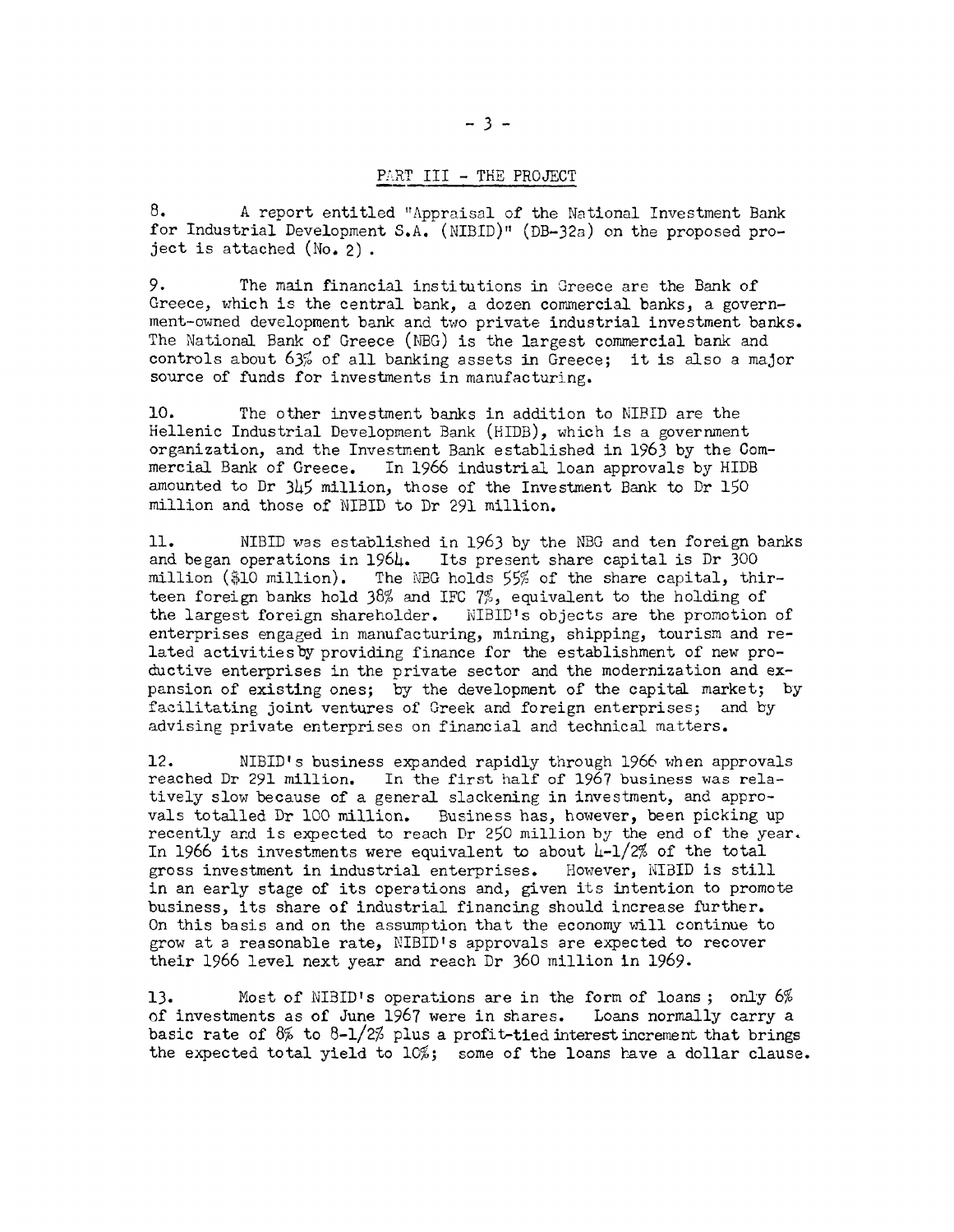## PART III - THE PROJECT

8. A report entitled "Appraisal of the National Investment Bank for Industrial Development S.A. (NIBID)" (DB-32a) on the proposed project is attached (No. 2).

9. The main financial institutions in Greece are the Bank of Greece, which is the central bank, a dozen commercial banks, a government-owned development bank and two private industrial investment banks. The National Bank of Greece (NBG) is the largest commercial bank and controls about 63% of all banking assets in Greece; it is also a major source of funds for investments in manufacturing.

10. The other investment banks in addition to NIBID are the Hellenic Industrial Development Bank (HIDB), which is a government organization, and the Investment Bank established in 1963 by the Commercial Bank of Greece. In 1966 industrial loan approvals by HIDB amounted to Dr 345 million, those of the Investment Bank to Dr 150 million and those of NIBID to Dr 291 million.

11. NIBID was established in 1963 by the NBG and ten foreign banks and began operations in 1964. Its present share capital is Dr 300 million ($10 million). The NBG holds 55% of the share capital, thirteen foreign banks hold 38% and IFC 7%, equivalent to the holding of the largest foreign shareholder. NIBID's objects are the promotion of enterprises engaged in manufacturing, mining, shipping, tourism and related activities by providing finance for the establishment of new productive enterprises in the private sector and the modernization and expansion of existing ones; by the development of the capital market; by facilitating joint ventures of Greek and foreign enterprises; and by advising private enterprises on financial and technical matters.

12. NIBID's business expanded rapidly through 1966 when approvals reached Dr 291 million. In the first half of 1967 business was relatively slow because of a general slackening in investment, and approvals totalled Dr 100 million. Business has, however, been picking up recently and is expected to reach Dr 250 million by the end of the year. In 1966 its investments were equivalent to about 4-1/2% of the total gross investment in industrial enterprises. However, NIBID is still in an early stage of its operations and, given its intention to promote business, its share of industrial financing should increase further. On this basis and on the assumption that the economy will continue to grow at a reasonable rate, NIBID's approvals are expected to recover their 1966 level next year and reach Dr 360 million in 1969.

13. Most of NIBID's operations are in the form of loans; only 6% of investments as of June 1967 were in shares. Loans normally carry a basic rate of 8% to 8-1/2% plus a profit-tied interest increment that brings the expected total yield to 10%; some of the loans have a dollar clause.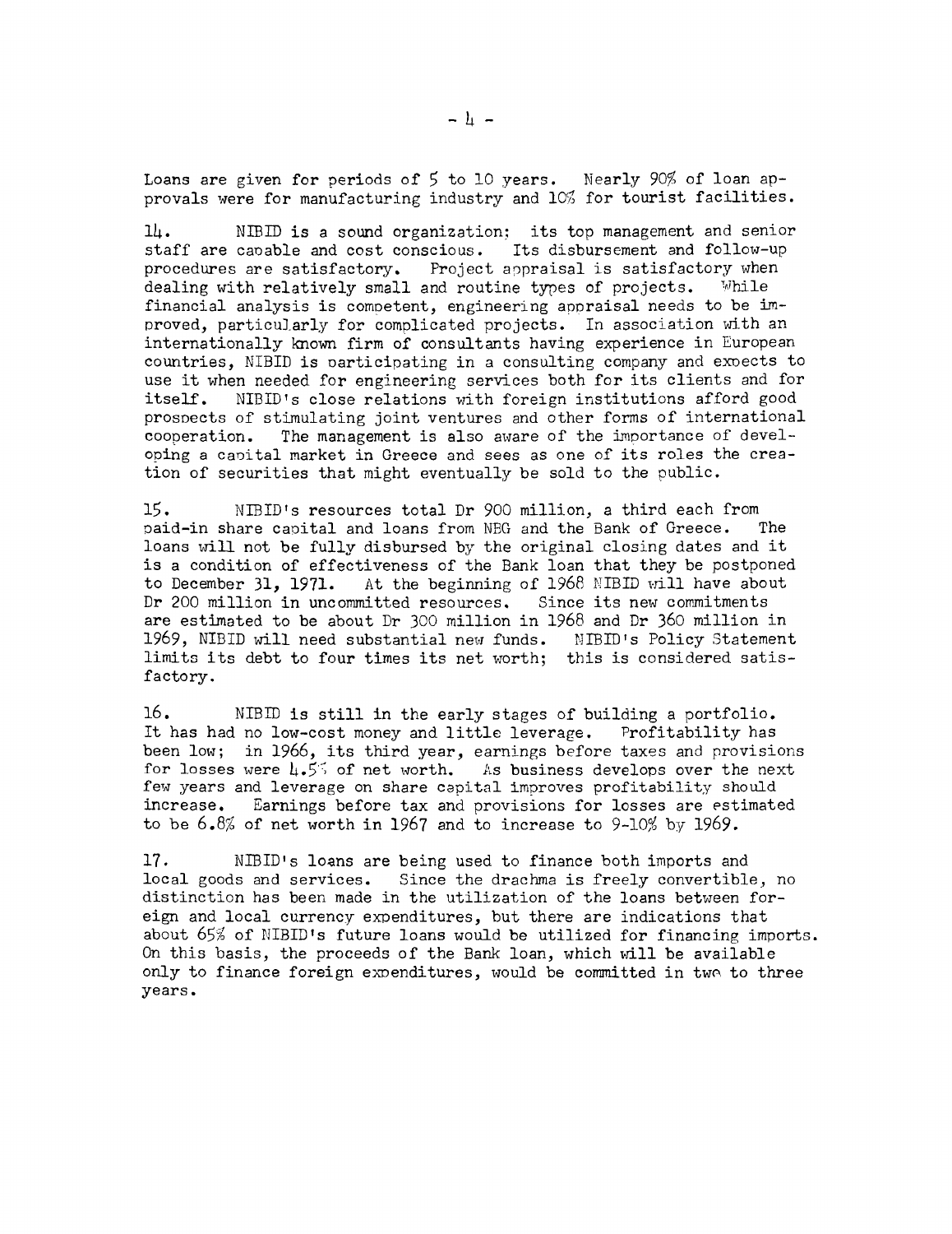Loans are given for periods of 5 to 10 years. Nearly 90% of loan approvals were for manufacturing industry and 10% for tourist facilities.

14. NIBID is a sound organization; its top management and senior staff are capable and cost conscious. Its disbursement and follow-up procedures are satisfactory. Project appraisal is satisfactory when dealing with relatively small and routine types of projects. While financial analysis is competent, engineering appraisal needs to be improved, particularly for complicated projects. In association with an internationally known firm of consultants having experience in European countries, NIBID is participating in a consulting company and expects to use it when needed for engineering services both for its clients and for itself. NIBID's close relations with foreign institutions afford good prospects of stimulating joint ventures and other forms of international cooperation. The management is also aware of the importance of developing a capital market in Greece and sees as one of its roles the creation of securities that might eventually be sold to the public.

15. NIBID's resources total Dr 900 million, a third each from paid-in share capital and loans from NBG and the Bank of Greece. The loans will not be fully disbursed by the original closing dates and it is a condition of effectiveness of the Bank loan that they be postponed to December 31, 1971. At the beginning of 1968 NIBID will have about Dr 200 million in uncommitted resources. Since its new commitments are estimated to be about Dr 300 million in 1968 and Dr 360 million in 1969, NIBID will need substantial new funds. NIBID's Policy Statement limits its debt to four times its net worth; this is considered satisfactory.

16. NIBID is still in the early stages of building a portfolio. It has had no low-cost money and little leverage. Profitability has been low; in 1966, its third year, earnings before taxes and provisions for losses were 4.5% of net worth. As business develops over the next few years and leverage on share capital improves profitability should increase. Earnings before tax and provisions for losses are estimated to be 6.8% of net worth in 1967 and to increase to 9-10% by 1969.

17. NIBID's loans are being used to finance both imports and local goods and services. Since the drachma is freely convertible, no distinction has been made in the utilization of the loans between foreign and local currency expenditures, but there are indications that about 65% of NIBID's future loans would be utilized for financing imports. On this basis, the proceeds of the Bank loan, which will be available only to finance foreign expenditures, would be committed in two to three years.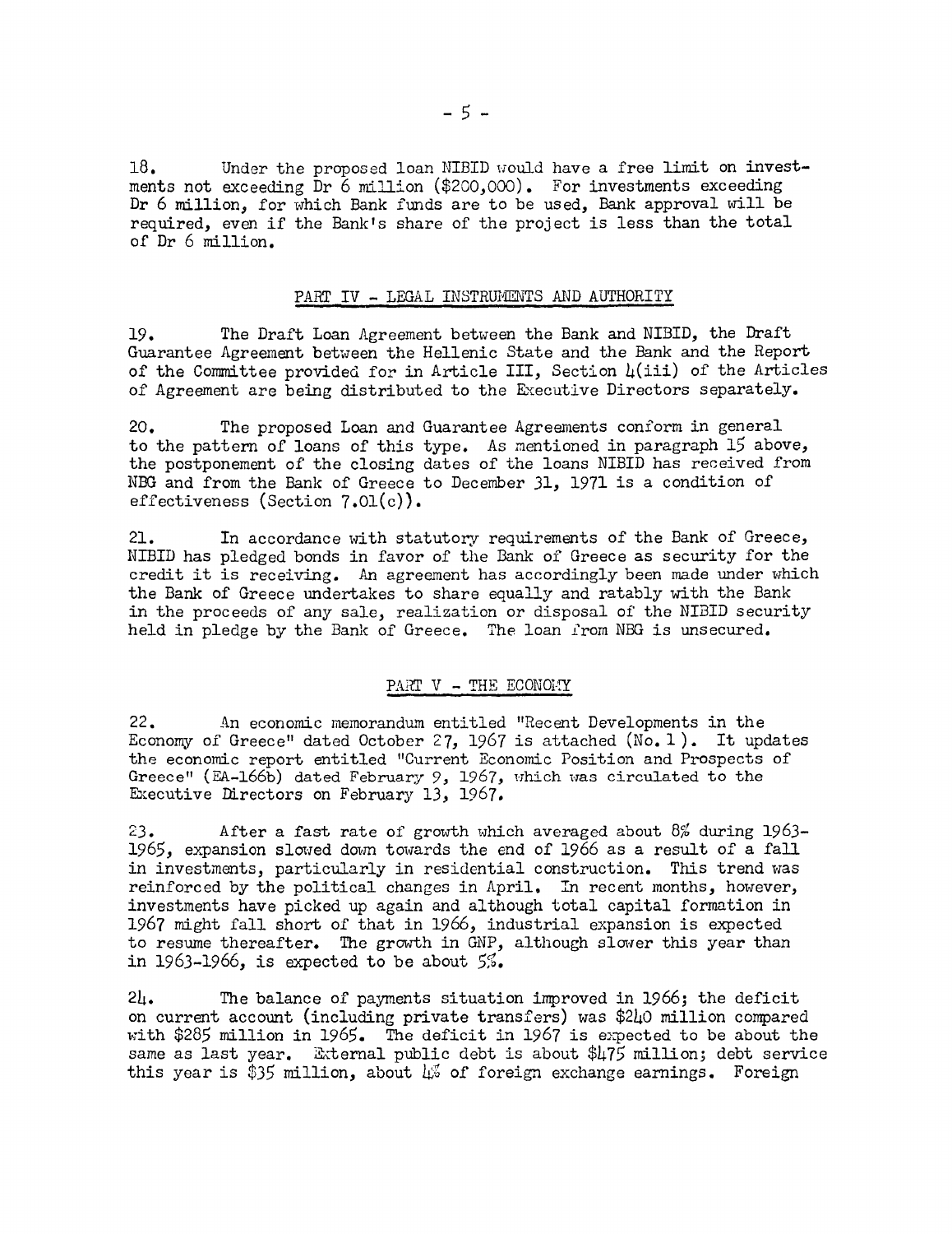18. Under the proposed loan NIBID would have a free limit on investments not exceeding Dr 6 million ($200,000). For investments exceeding Dr 6 million, for which Bank funds are to be used, Bank approval will be required, even if the Bank's share of the project is less than the total of Dr 6 million.

## PART IV - LEGAL INSTRUMENTS AND AUTHORITY

19. The Draft Loan Agreement between the Bank and NIBID, the Draft Guarantee Agreement between the Hellenic State and the Bank and the Report of the Committee provided for in Article III, Section 4(iii) of the Articles of Agreement are being distributed to the Executive Directors separately.

20. The proposed Loan and Guarantee Agreements conform in general to the pattern of loans of this type. As mentioned in paragraph 15 above, the postponement of the closing dates of the loans NIBID has received from NBG and from the Bank of Greece to December 31, 1971 is a condition of effectiveness (Section 7.01(c)).

21. In accordance with statutory requirements of the Bank of Greece, NIBID has pledged bonds in favor of the Bank of Greece as security for the credit it is receiving. An agreement has accordingly been made under which the Bank of Greece undertakes to share equally and ratably with the Bank in the proceeds of any sale, realization or disposal of the NIBID security held in pledge by the Bank of Greece. The loan from NBG is unsecured.

## PART V - THE ECONOMY

22. An economic memorandum entitled "Recent Developments in the Economy of Greece" dated October 27, 1967 is attached (No. 1). It updates the economic report entitled "Current Economic Position and Prospects of Greece" (EA-166b) dated February 9, 1967, which was circulated to the Executive Directors on February 13, 1967.

23. After a fast rate of growth which averaged about 8% during 1963-1965, expansion slowed down towards the end of 1966 as a result of a fall in investments, particularly in residential construction. This trend was reinforced by the political changes in April. In recent months, however, investments have picked up again and although total capital formation in 1967 might fall short of that in 1966, industrial expansion is expected to resume thereafter. The growth in GNP, although slower this year than in 1963-1966, is expected to be about 5%.

24. The balance of payments situation improved in 1966; the deficit on current account (including private transfers) was $240 million compared with $285 million in 1965. The deficit in 1967 is expected to be about the same as last year. External public debt is about $475 million; debt service this year is $35 million, about 4% of foreign exchange earnings. Foreign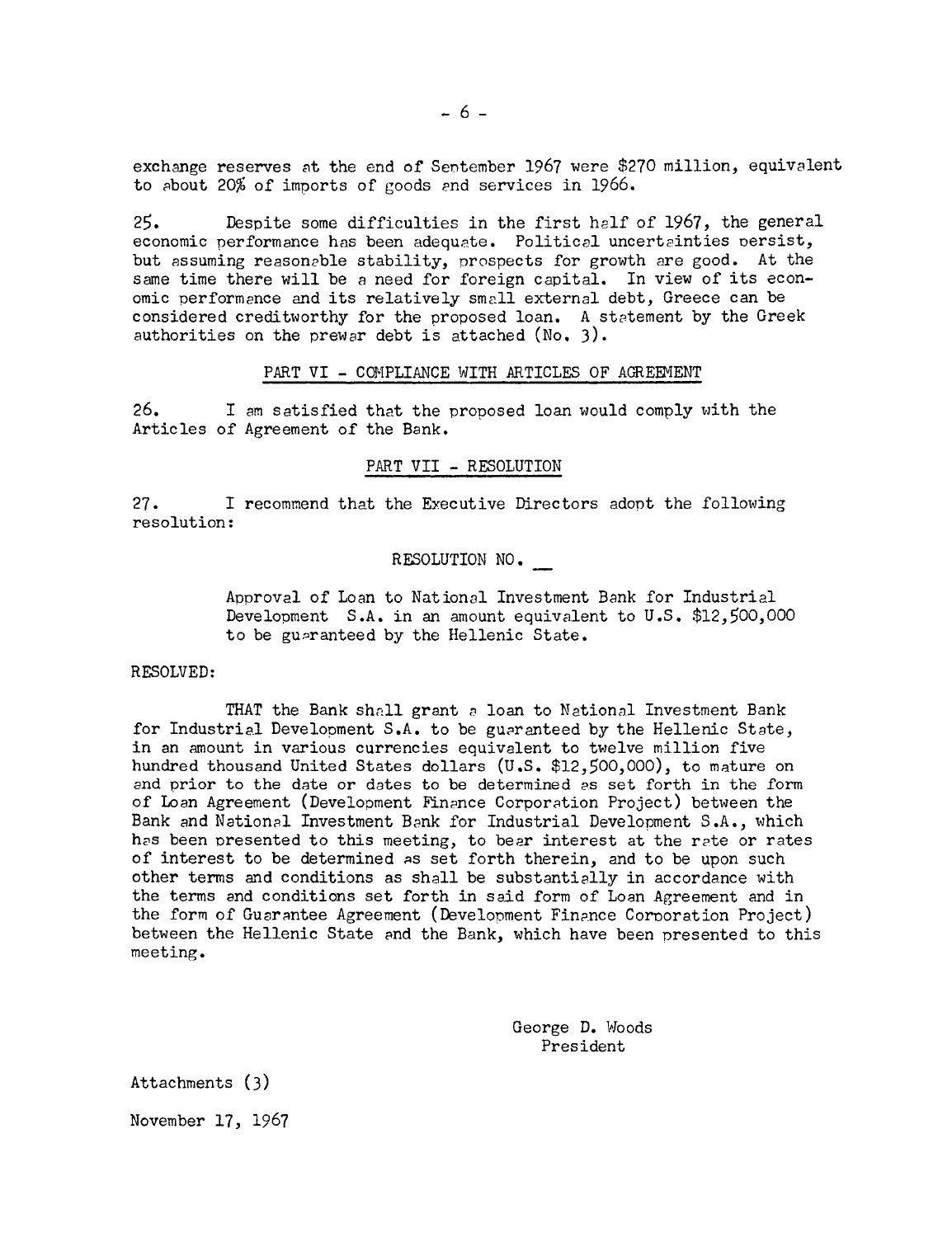exchange reserves at the end of September 1967 were $270 million, equivalent to about 20% of imports of goods and services in 1966.

25. Despite some difficulties in the first half of 1967, the general economic performance has been adequate. Political uncertainties persist, but assuming reasonable stability, prospects for growth are good. At the same time there will be a need for foreign capital. In view of its economic performance and its relatively small external debt, Greece can be considered creditworthy for the proposed loan. A statement by the Greek authorities on the prewar debt is attached (No. 3).

## PART VI - COMPLIANCE WITH ARTICLES OF AGREEMENT

26. I am satisfied that the proposed loan would comply with the Articles of Agreement of the Bank.

## PART VII - RESOLUTION

27. I recommend that the Executive Directors adopt the following resolution:

RESOLUTION NO. __

> Approval of Loan to National Investment Bank for Industrial Development S.A. in an amount equivalent to U.S. $12,500,000 to be guaranteed by the Hellenic State.

RESOLVED:

THAT the Bank shall grant a loan to National Investment Bank for Industrial Development S.A. to be guaranteed by the Hellenic State, in an amount in various currencies equivalent to twelve million five hundred thousand United States dollars (U.S. $12,500,000), to mature on and prior to the date or dates to be determined as set forth in the form of Loan Agreement (Development Finance Corporation Project) between the Bank and National Investment Bank for Industrial Development S.A., which has been presented to this meeting, to bear interest at the rate or rates of interest to be determined as set forth therein, and to be upon such other terms and conditions as shall be substantially in accordance with the terms and conditions set forth in said form of Loan Agreement and in the form of Guarantee Agreement (Development Finance Corporation Project) between the Hellenic State and the Bank, which have been presented to this meeting.

George D. Woods
President

Attachments (3)

November 17, 1967